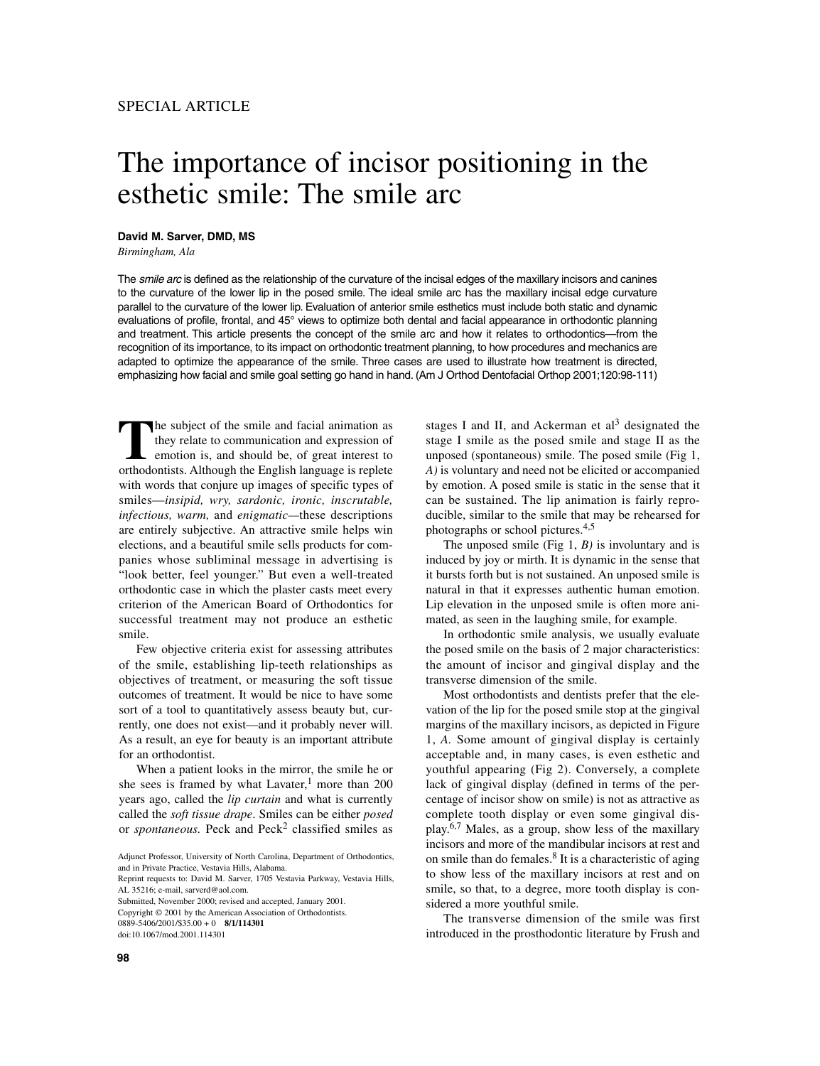SPECIAL ARTICLE

# The importance of incisor positioning in the esthetic smile: The smile arc

**David M. Sarver, DMD, MS**
*Birmingham, Ala*

The *smile arc* is defined as the relationship of the curvature of the incisal edges of the maxillary incisors and canines to the curvature of the lower lip in the posed smile. The ideal smile arc has the maxillary incisal edge curvature parallel to the curvature of the lower lip. Evaluation of anterior smile esthetics must include both static and dynamic evaluations of profile, frontal, and 45° views to optimize both dental and facial appearance in orthodontic planning and treatment. This article presents the concept of the smile arc and how it relates to orthodontics—from the recognition of its importance, to its impact on orthodontic treatment planning, to how procedures and mechanics are adapted to optimize the appearance of the smile. Three cases are used to illustrate how treatment is directed, emphasizing how facial and smile goal setting go hand in hand. (Am J Orthod Dentofacial Orthop 2001;120:98-111)

The subject of the smile and facial animation as they relate to communication and expression of emotion is, and should be, of great interest to orthodontists. Although the English language is replete with words that conjure up images of specific types of smiles—*insipid, wry, sardonic, ironic, inscrutable, infectious, warm,* and *enigmatic*—these descriptions are entirely subjective. An attractive smile helps win elections, and a beautiful smile sells products for companies whose subliminal message in advertising is "look better, feel younger." But even a well-treated orthodontic case in which the plaster casts meet every criterion of the American Board of Orthodontics for successful treatment may not produce an esthetic smile.

Few objective criteria exist for assessing attributes of the smile, establishing lip-teeth relationships as objectives of treatment, or measuring the soft tissue outcomes of treatment. It would be nice to have some sort of a tool to quantitatively assess beauty but, currently, one does not exist—and it probably never will. As a result, an eye for beauty is an important attribute for an orthodontist.

When a patient looks in the mirror, the smile he or she sees is framed by what Lavater,[1] more than 200 years ago, called the *lip curtain* and what is currently called the *soft tissue drape*. Smiles can be either *posed* or *spontaneous.* Peck and Peck[2] classified smiles as stages I and II, and Ackerman et al[3] designated the stage I smile as the posed smile and stage II as the unposed (spontaneous) smile. The posed smile (Fig 1, *A)* is voluntary and need not be elicited or accompanied by emotion. A posed smile is static in the sense that it can be sustained. The lip animation is fairly reproducible, similar to the smile that may be rehearsed for photographs or school pictures.[4,5]

The unposed smile (Fig 1, *B)* is involuntary and is induced by joy or mirth. It is dynamic in the sense that it bursts forth but is not sustained. An unposed smile is natural in that it expresses authentic human emotion. Lip elevation in the unposed smile is often more animated, as seen in the laughing smile, for example.

In orthodontic smile analysis, we usually evaluate the posed smile on the basis of 2 major characteristics: the amount of incisor and gingival display and the transverse dimension of the smile.

Most orthodontists and dentists prefer that the elevation of the lip for the posed smile stop at the gingival margins of the maxillary incisors, as depicted in Figure 1, *A*. Some amount of gingival display is certainly acceptable and, in many cases, is even esthetic and youthful appearing (Fig 2). Conversely, a complete lack of gingival display (defined in terms of the percentage of incisor show on smile) is not as attractive as complete tooth display or even some gingival display.[6,7] Males, as a group, show less of the maxillary incisors and more of the mandibular incisors at rest and on smile than do females.[8] It is a characteristic of aging to show less of the maxillary incisors at rest and on smile, so that, to a degree, more tooth display is considered a more youthful smile.

The transverse dimension of the smile was first introduced in the prosthodontic literature by Frush and

Adjunct Professor, University of North Carolina, Department of Orthodontics, and in Private Practice, Vestavia Hills, Alabama.
Reprint requests to: David M. Sarver, 1705 Vestavia Parkway, Vestavia Hills, AL 35216; e-mail, sarverd@aol.com.
Submitted, November 2000; revised and accepted, January 2001.
Copyright © 2001 by the American Association of Orthodontists.
0889-5406/2001/$35.00 + 0 **8/1/114301**
doi:10.1067/mod.2001.114301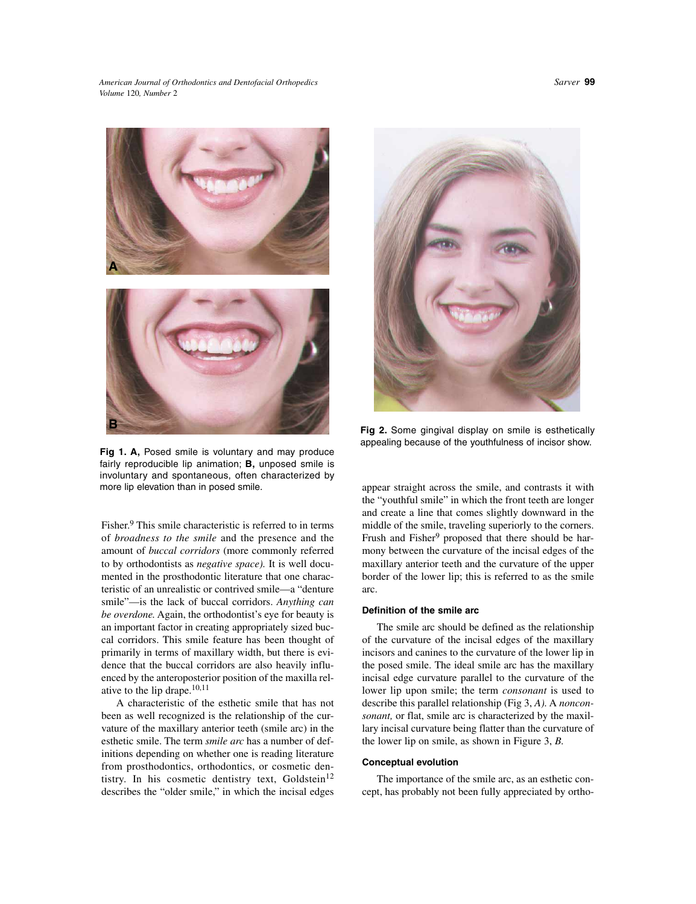Fig 1. **A,** Posed smile is voluntary and may produce fairly reproducible lip animation; **B,** unposed smile is involuntary and spontaneous, often characterized by more lip elevation than in posed smile.

Fig 2. Some gingival display on smile is esthetically appealing because of the youthfulness of incisor show.

Fisher.[9] This smile characteristic is referred to in terms of *broadness to the smile* and the presence and the amount of *buccal corridors* (more commonly referred to by orthodontists as *negative space).* It is well documented in the prosthodontic literature that one characteristic of an unrealistic or contrived smile—a "denture smile"—is the lack of buccal corridors. *Anything can be overdone.* Again, the orthodontist's eye for beauty is an important factor in creating appropriately sized buccal corridors. This smile feature has been thought of primarily in terms of maxillary width, but there is evidence that the buccal corridors are also heavily influenced by the anteroposterior position of the maxilla relative to the lip drape.[10,11]

A characteristic of the esthetic smile that has not been as well recognized is the relationship of the curvature of the maxillary anterior teeth (smile arc) in the esthetic smile. The term *smile arc* has a number of definitions depending on whether one is reading literature from prosthodontics, orthodontics, or cosmetic dentistry. In his cosmetic dentistry text, Goldstein[12] describes the "older smile," in which the incisal edges appear straight across the smile, and contrasts it with the "youthful smile" in which the front teeth are longer and create a line that comes slightly downward in the middle of the smile, traveling superiorly to the corners. Frush and Fisher[9] proposed that there should be harmony between the curvature of the incisal edges of the maxillary anterior teeth and the curvature of the upper border of the lower lip; this is referred to as the smile arc.

#### Definition of the smile arc

The smile arc should be defined as the relationship of the curvature of the incisal edges of the maxillary incisors and canines to the curvature of the lower lip in the posed smile. The ideal smile arc has the maxillary incisal edge curvature parallel to the curvature of the lower lip upon smile; the term *consonant* is used to describe this parallel relationship (Fig 3, *A).* A *nonconsonant,* or flat, smile arc is characterized by the maxillary incisal curvature being flatter than the curvature of the lower lip on smile, as shown in Figure 3, *B.*

#### Conceptual evolution

The importance of the smile arc, as an esthetic concept, has probably not been fully appreciated by ortho-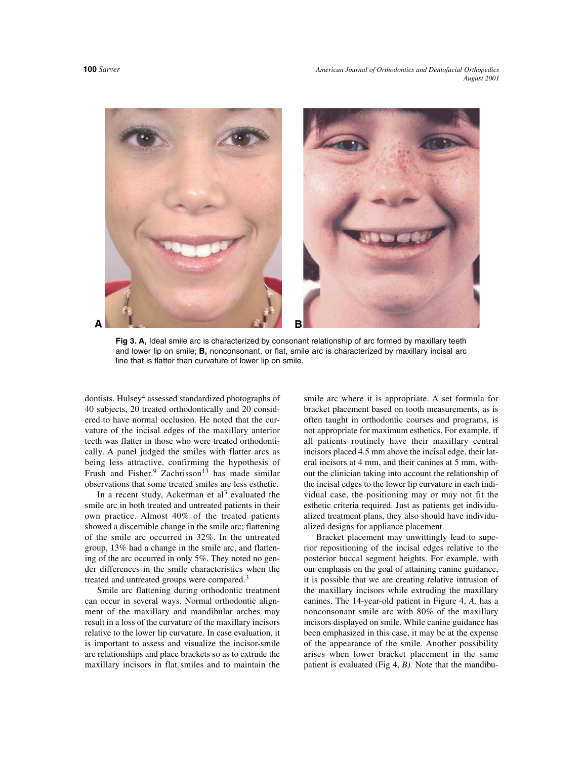**Fig 3. A,** Ideal smile arc is characterized by consonant relationship of arc formed by maxillary teeth and lower lip on smile; **B,** nonconsonant, or flat, smile arc is characterized by maxillary incisal arc line that is flatter than curvature of lower lip on smile.

dontists. Hulsey[4] assessed standardized photographs of 40 subjects, 20 treated orthodontically and 20 considered to have normal occlusion. He noted that the curvature of the incisal edges of the maxillary anterior teeth was flatter in those who were treated orthodontically. A panel judged the smiles with flatter arcs as being less attractive, confirming the hypothesis of Frush and Fisher.[9] Zachrisson[13] has made similar observations that some treated smiles are less esthetic.

In a recent study, Ackerman et al[3] evaluated the smile arc in both treated and untreated patients in their own practice. Almost 40% of the treated patients showed a discernible change in the smile arc; flattening of the smile arc occurred in 32%. In the untreated group, 13% had a change in the smile arc, and flattening of the arc occurred in only 5%. They noted no gender differences in the smile characteristics when the treated and untreated groups were compared.[3]

Smile arc flattening during orthodontic treatment can occur in several ways. Normal orthodontic alignment of the maxillary and mandibular arches may result in a loss of the curvature of the maxillary incisors relative to the lower lip curvature. In case evaluation, it is important to assess and visualize the incisor-smile arc relationships and place brackets so as to extrude the maxillary incisors in flat smiles and to maintain the smile arc where it is appropriate. A set formula for bracket placement based on tooth measurements, as is often taught in orthodontic courses and programs, is not appropriate for maximum esthetics. For example, if all patients routinely have their maxillary central incisors placed 4.5 mm above the incisal edge, their lateral incisors at 4 mm, and their canines at 5 mm, without the clinician taking into account the relationship of the incisal edges to the lower lip curvature in each individual case, the positioning may or may not fit the esthetic criteria required. Just as patients get individualized treatment plans, they also should have individualized designs for appliance placement.

Bracket placement may unwittingly lead to superior repositioning of the incisal edges relative to the posterior buccal segment heights. For example, with our emphasis on the goal of attaining canine guidance, it is possible that we are creating relative intrusion of the maxillary incisors while extruding the maxillary canines. The 14-year-old patient in Figure 4, *A,* has a nonconsonant smile arc with 80% of the maxillary incisors displayed on smile. While canine guidance has been emphasized in this case, it may be at the expense of the appearance of the smile. Another possibility arises when lower bracket placement in the same patient is evaluated (Fig 4, *B).* Note that the mandibu-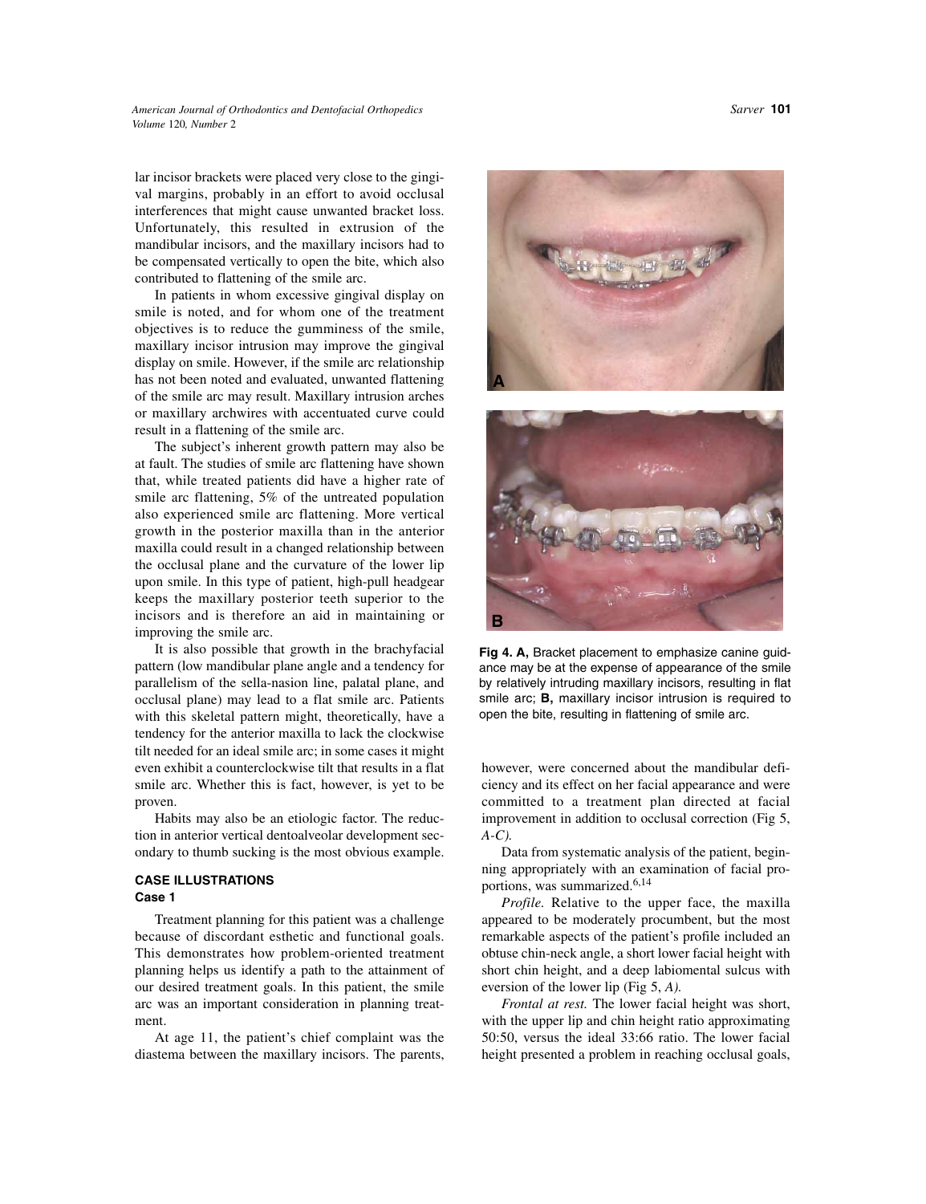lar incisor brackets were placed very close to the gingival margins, probably in an effort to avoid occlusal interferences that might cause unwanted bracket loss. Unfortunately, this resulted in extrusion of the mandibular incisors, and the maxillary incisors had to be compensated vertically to open the bite, which also contributed to flattening of the smile arc.

In patients in whom excessive gingival display on smile is noted, and for whom one of the treatment objectives is to reduce the gumminess of the smile, maxillary incisor intrusion may improve the gingival display on smile. However, if the smile arc relationship has not been noted and evaluated, unwanted flattening of the smile arc may result. Maxillary intrusion arches or maxillary archwires with accentuated curve could result in a flattening of the smile arc.

The subject's inherent growth pattern may also be at fault. The studies of smile arc flattening have shown that, while treated patients did have a higher rate of smile arc flattening, 5% of the untreated population also experienced smile arc flattening. More vertical growth in the posterior maxilla than in the anterior maxilla could result in a changed relationship between the occlusal plane and the curvature of the lower lip upon smile. In this type of patient, high-pull headgear keeps the maxillary posterior teeth superior to the incisors and is therefore an aid in maintaining or improving the smile arc.

It is also possible that growth in the brachyfacial pattern (low mandibular plane angle and a tendency for parallelism of the sella-nasion line, palatal plane, and occlusal plane) may lead to a flat smile arc. Patients with this skeletal pattern might, theoretically, have a tendency for the anterior maxilla to lack the clockwise tilt needed for an ideal smile arc; in some cases it might even exhibit a counterclockwise tilt that results in a flat smile arc. Whether this is fact, however, is yet to be proven.

Habits may also be an etiologic factor. The reduction in anterior vertical dentoalveolar development secondary to thumb sucking is the most obvious example.

## CASE ILLUSTRATIONS

### Case 1

Treatment planning for this patient was a challenge because of discordant esthetic and functional goals. This demonstrates how problem-oriented treatment planning helps us identify a path to the attainment of our desired treatment goals. In this patient, the smile arc was an important consideration in planning treatment.

At age 11, the patient's chief complaint was the diastema between the maxillary incisors. The parents, however, were concerned about the mandibular deficiency and its effect on her facial appearance and were committed to a treatment plan directed at facial improvement in addition to occlusal correction (Fig 5, *A-C).*

**Fig 4. A,** Bracket placement to emphasize canine guidance may be at the expense of appearance of the smile by relatively intruding maxillary incisors, resulting in flat smile arc; **B,** maxillary incisor intrusion is required to open the bite, resulting in flattening of smile arc.

Data from systematic analysis of the patient, beginning appropriately with an examination of facial proportions, was summarized.[6,14]

*Profile.* Relative to the upper face, the maxilla appeared to be moderately procumbent, but the most remarkable aspects of the patient's profile included an obtuse chin-neck angle, a short lower facial height with short chin height, and a deep labiomental sulcus with eversion of the lower lip (Fig 5, *A).*

*Frontal at rest.* The lower facial height was short, with the upper lip and chin height ratio approximating 50:50, versus the ideal 33:66 ratio. The lower facial height presented a problem in reaching occlusal goals,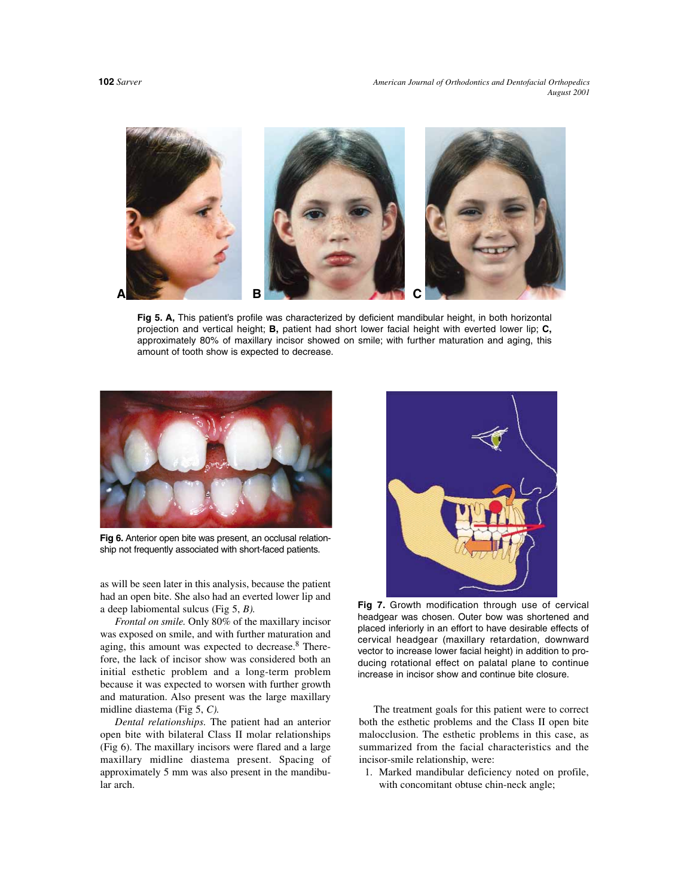**Fig 5. A,** This patient's profile was characterized by deficient mandibular height, in both horizontal projection and vertical height; **B,** patient had short lower facial height with everted lower lip; **C,** approximately 80% of maxillary incisor showed on smile; with further maturation and aging, this amount of tooth show is expected to decrease.

**Fig 6.** Anterior open bite was present, an occlusal relationship not frequently associated with short-faced patients.

as will be seen later in this analysis, because the patient had an open bite. She also had an everted lower lip and a deep labiomental sulcus (Fig 5, *B).*

*Frontal on smile.* Only 80% of the maxillary incisor was exposed on smile, and with further maturation and aging, this amount was expected to decrease.[8] Therefore, the lack of incisor show was considered both an initial esthetic problem and a long-term problem because it was expected to worsen with further growth and maturation. Also present was the large maxillary midline diastema (Fig 5, *C).*

*Dental relationships.* The patient had an anterior open bite with bilateral Class II molar relationships (Fig 6). The maxillary incisors were flared and a large maxillary midline diastema present. Spacing of approximately 5 mm was also present in the mandibular arch.

**Fig 7.** Growth modification through use of cervical headgear was chosen. Outer bow was shortened and placed inferiorly in an effort to have desirable effects of cervical headgear (maxillary retardation, downward vector to increase lower facial height) in addition to producing rotational effect on palatal plane to continue increase in incisor show and continue bite closure.

The treatment goals for this patient were to correct both the esthetic problems and the Class II open bite malocclusion. The esthetic problems in this case, as summarized from the facial characteristics and the incisor-smile relationship, were:

1. Marked mandibular deficiency noted on profile, with concomitant obtuse chin-neck angle;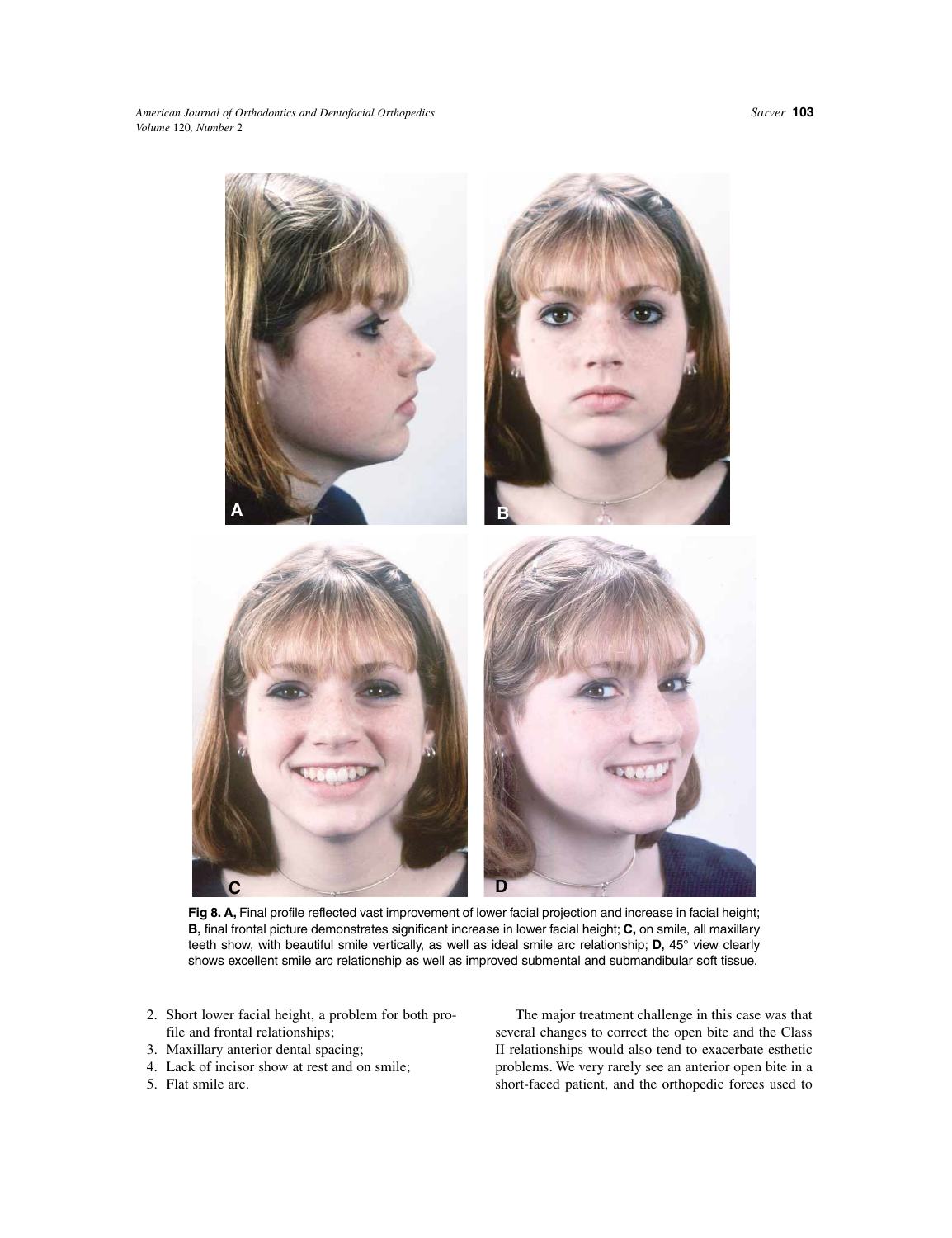**Fig 8. A,** Final profile reflected vast improvement of lower facial projection and increase in facial height; **B,** final frontal picture demonstrates significant increase in lower facial height; **C,** on smile, all maxillary teeth show, with beautiful smile vertically, as well as ideal smile arc relationship; **D,** 45° view clearly shows excellent smile arc relationship as well as improved submental and submandibular soft tissue.

2. Short lower facial height, a problem for both profile and frontal relationships;
3. Maxillary anterior dental spacing;
4. Lack of incisor show at rest and on smile;
5. Flat smile arc.

The major treatment challenge in this case was that several changes to correct the open bite and the Class II relationships would also tend to exacerbate esthetic problems. We very rarely see an anterior open bite in a short-faced patient, and the orthopedic forces used to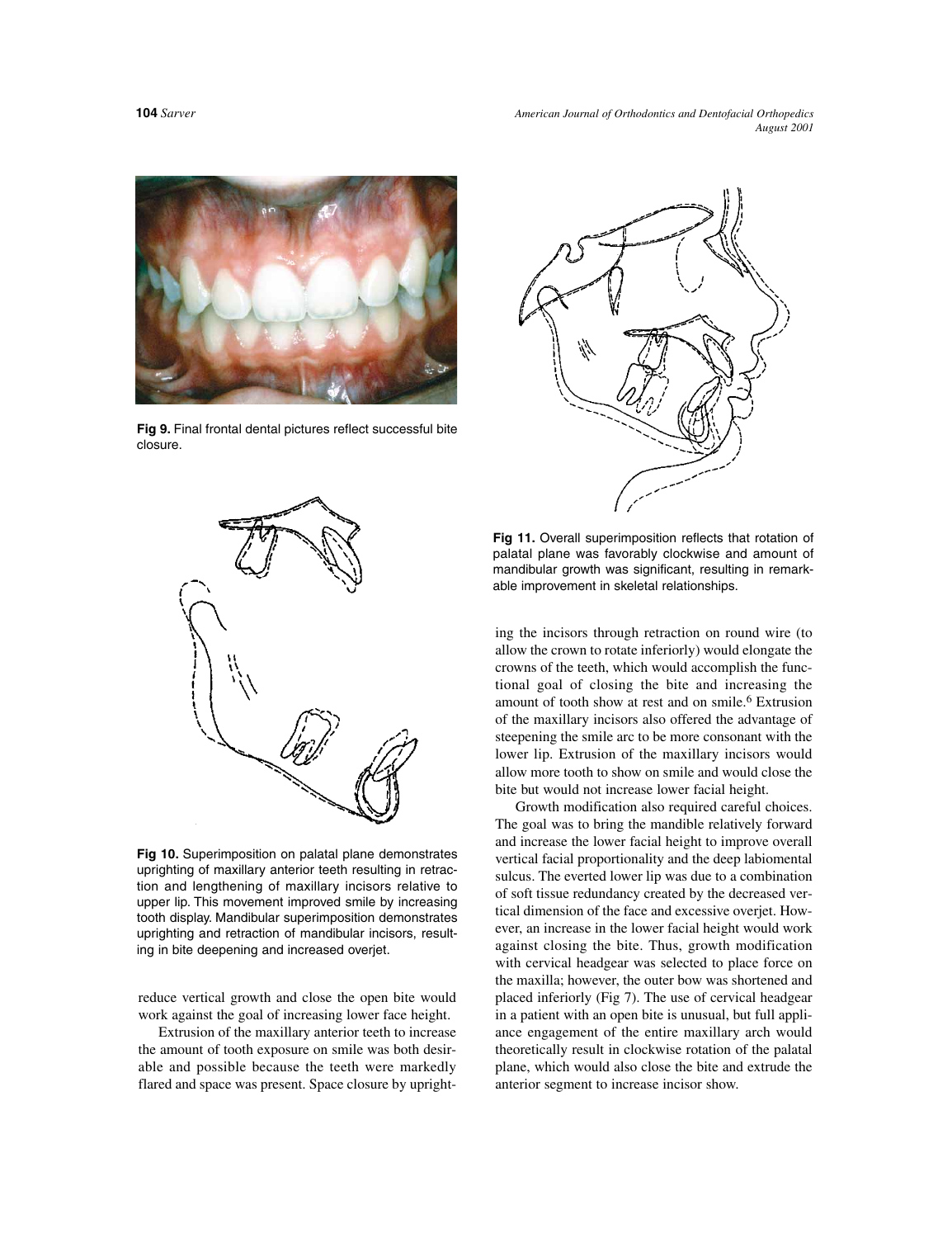Fig 9. Final frontal dental pictures reflect successful bite closure.

Fig 10. Superimposition on palatal plane demonstrates uprighting of maxillary anterior teeth resulting in retraction and lengthening of maxillary incisors relative to upper lip. This movement improved smile by increasing tooth display. Mandibular superimposition demonstrates uprighting and retraction of mandibular incisors, resulting in bite deepening and increased overjet.

reduce vertical growth and close the open bite would work against the goal of increasing lower face height.

Extrusion of the maxillary anterior teeth to increase the amount of tooth exposure on smile was both desirable and possible because the teeth were markedly flared and space was present. Space closure by uprighting the incisors through retraction on round wire (to allow the crown to rotate inferiorly) would elongate the crowns of the teeth, which would accomplish the functional goal of closing the bite and increasing the amount of tooth show at rest and on smile.[6] Extrusion of the maxillary incisors also offered the advantage of steepening the smile arc to be more consonant with the lower lip. Extrusion of the maxillary incisors would allow more tooth to show on smile and would close the bite but would not increase lower facial height.

Fig 11. Overall superimposition reflects that rotation of palatal plane was favorably clockwise and amount of mandibular growth was significant, resulting in remarkable improvement in skeletal relationships.

Growth modification also required careful choices. The goal was to bring the mandible relatively forward and increase the lower facial height to improve overall vertical facial proportionality and the deep labiomental sulcus. The everted lower lip was due to a combination of soft tissue redundancy created by the decreased vertical dimension of the face and excessive overjet. However, an increase in the lower facial height would work against closing the bite. Thus, growth modification with cervical headgear was selected to place force on the maxilla; however, the outer bow was shortened and placed inferiorly (Fig 7). The use of cervical headgear in a patient with an open bite is unusual, but full appliance engagement of the entire maxillary arch would theoretically result in clockwise rotation of the palatal plane, which would also close the bite and extrude the anterior segment to increase incisor show.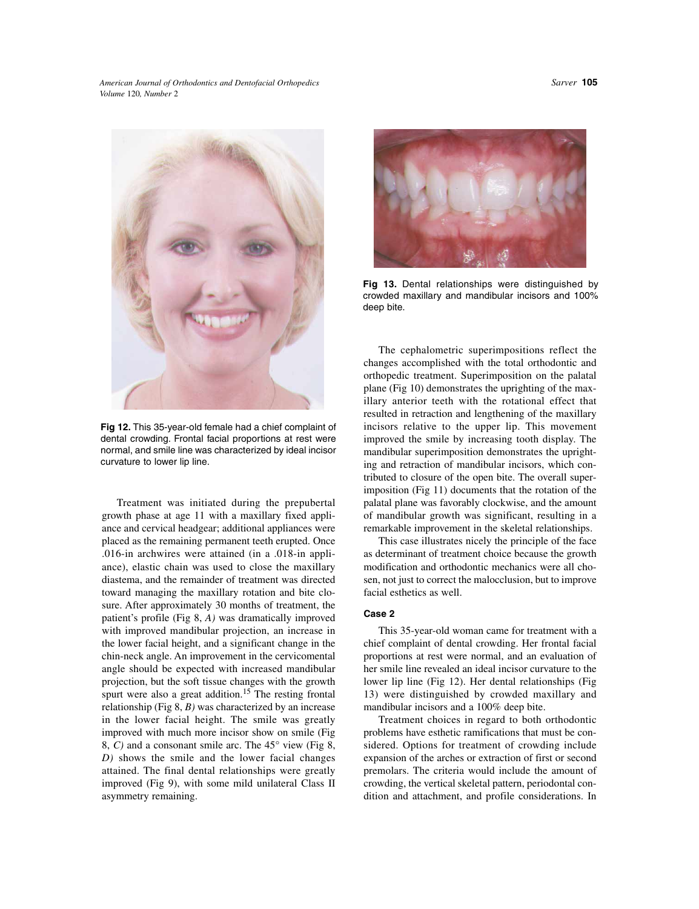Fig 12. This 35-year-old female had a chief complaint of dental crowding. Frontal facial proportions at rest were normal, and smile line was characterized by ideal incisor curvature to lower lip line.

Treatment was initiated during the prepubertal growth phase at age 11 with a maxillary fixed appliance and cervical headgear; additional appliances were placed as the remaining permanent teeth erupted. Once .016-in archwires were attained (in a .018-in appliance), elastic chain was used to close the maxillary diastema, and the remainder of treatment was directed toward managing the maxillary rotation and bite closure. After approximately 30 months of treatment, the patient's profile (Fig 8, *A)* was dramatically improved with improved mandibular projection, an increase in the lower facial height, and a significant change in the chin-neck angle. An improvement in the cervicomental angle should be expected with increased mandibular projection, but the soft tissue changes with the growth spurt were also a great addition.[15] The resting frontal relationship (Fig 8, *B)* was characterized by an increase in the lower facial height. The smile was greatly improved with much more incisor show on smile (Fig 8, *C)* and a consonant smile arc. The 45° view (Fig 8, *D)* shows the smile and the lower facial changes attained. The final dental relationships were greatly improved (Fig 9), with some mild unilateral Class II asymmetry remaining.

Fig 13. Dental relationships were distinguished by crowded maxillary and mandibular incisors and 100% deep bite.

The cephalometric superimpositions reflect the changes accomplished with the total orthodontic and orthopedic treatment. Superimposition on the palatal plane (Fig 10) demonstrates the uprighting of the maxillary anterior teeth with the rotational effect that resulted in retraction and lengthening of the maxillary incisors relative to the upper lip. This movement improved the smile by increasing tooth display. The mandibular superimposition demonstrates the uprighting and retraction of mandibular incisors, which contributed to closure of the open bite. The overall superimposition (Fig 11) documents that the rotation of the palatal plane was favorably clockwise, and the amount of mandibular growth was significant, resulting in a remarkable improvement in the skeletal relationships.

This case illustrates nicely the principle of the face as determinant of treatment choice because the growth modification and orthodontic mechanics were all chosen, not just to correct the malocclusion, but to improve facial esthetics as well.

### Case 2

This 35-year-old woman came for treatment with a chief complaint of dental crowding. Her frontal facial proportions at rest were normal, and an evaluation of her smile line revealed an ideal incisor curvature to the lower lip line (Fig 12). Her dental relationships (Fig 13) were distinguished by crowded maxillary and mandibular incisors and a 100% deep bite.

Treatment choices in regard to both orthodontic problems have esthetic ramifications that must be considered. Options for treatment of crowding include expansion of the arches or extraction of first or second premolars. The criteria would include the amount of crowding, the vertical skeletal pattern, periodontal condition and attachment, and profile considerations. In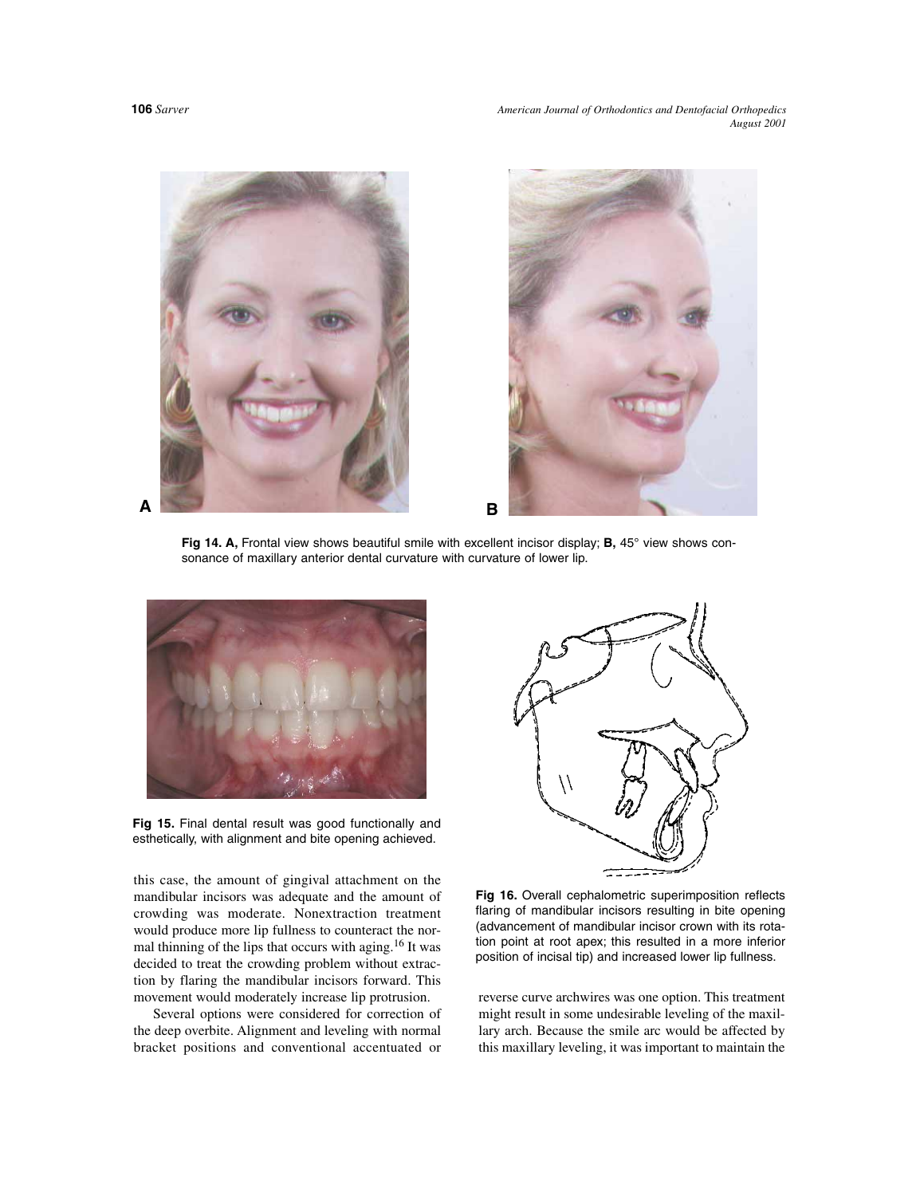**Fig 14. A,** Frontal view shows beautiful smile with excellent incisor display; **B,** 45° view shows consonance of maxillary anterior dental curvature with curvature of lower lip.

**Fig 15.** Final dental result was good functionally and esthetically, with alignment and bite opening achieved.

**Fig 16.** Overall cephalometric superimposition reflects flaring of mandibular incisors resulting in bite opening (advancement of mandibular incisor crown with its rotation point at root apex; this resulted in a more inferior position of incisal tip) and increased lower lip fullness.

this case, the amount of gingival attachment on the mandibular incisors was adequate and the amount of crowding was moderate. Nonextraction treatment would produce more lip fullness to counteract the normal thinning of the lips that occurs with aging.[16] It was decided to treat the crowding problem without extraction by flaring the mandibular incisors forward. This movement would moderately increase lip protrusion.

Several options were considered for correction of the deep overbite. Alignment and leveling with normal bracket positions and conventional accentuated or reverse curve archwires was one option. This treatment might result in some undesirable leveling of the maxillary arch. Because the smile arc would be affected by this maxillary leveling, it was important to maintain the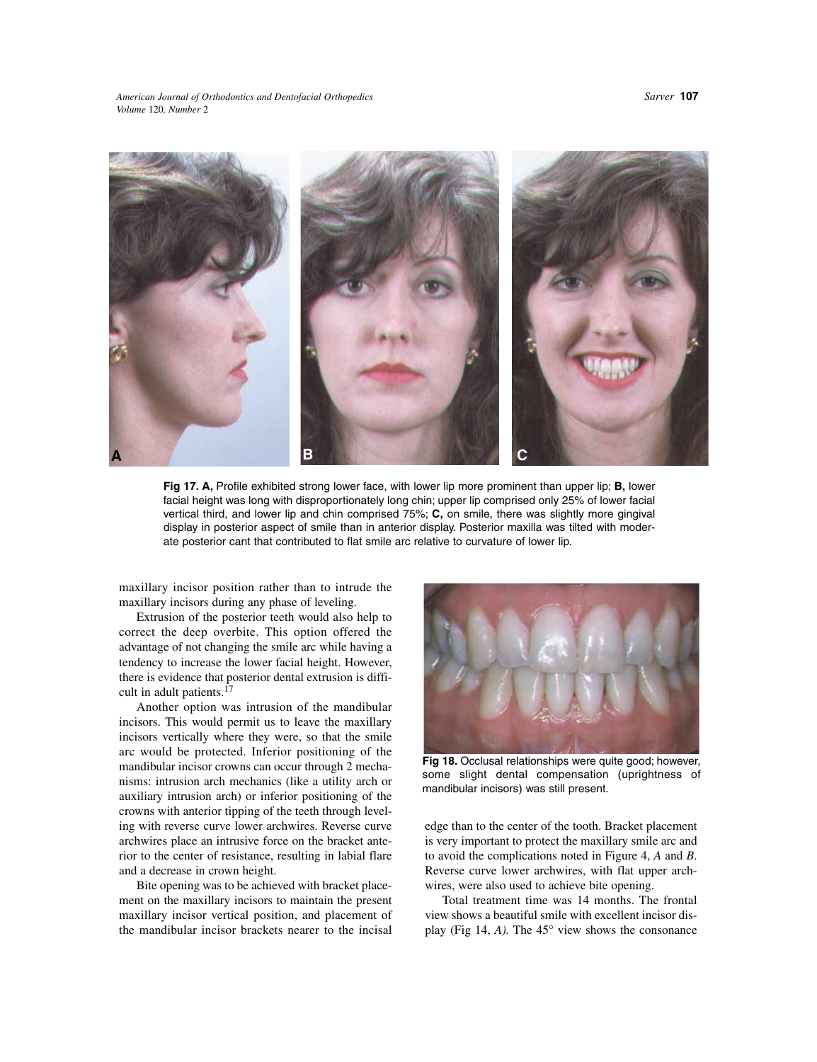**Fig 17. A,** Profile exhibited strong lower face, with lower lip more prominent than upper lip; **B,** lower facial height was long with disproportionately long chin; upper lip comprised only 25% of lower facial vertical third, and lower lip and chin comprised 75%; **C,** on smile, there was slightly more gingival display in posterior aspect of smile than in anterior display. Posterior maxilla was tilted with moderate posterior cant that contributed to flat smile arc relative to curvature of lower lip.

maxillary incisor position rather than to intrude the maxillary incisors during any phase of leveling.

Extrusion of the posterior teeth would also help to correct the deep overbite. This option offered the advantage of not changing the smile arc while having a tendency to increase the lower facial height. However, there is evidence that posterior dental extrusion is difficult in adult patients.[17]

Another option was intrusion of the mandibular incisors. This would permit us to leave the maxillary incisors vertically where they were, so that the smile arc would be protected. Inferior positioning of the mandibular incisor crowns can occur through 2 mechanisms: intrusion arch mechanics (like a utility arch or auxiliary intrusion arch) or inferior positioning of the crowns with anterior tipping of the teeth through leveling with reverse curve lower archwires. Reverse curve archwires place an intrusive force on the bracket anterior to the center of resistance, resulting in labial flare and a decrease in crown height.

Bite opening was to be achieved with bracket placement on the maxillary incisors to maintain the present maxillary incisor vertical position, and placement of the mandibular incisor brackets nearer to the incisal edge than to the center of the tooth. Bracket placement is very important to protect the maxillary smile arc and to avoid the complications noted in Figure 4, *A* and *B*. Reverse curve lower archwires, with flat upper archwires, were also used to achieve bite opening.

**Fig 18.** Occlusal relationships were quite good; however, some slight dental compensation (uprightness of mandibular incisors) was still present.

Total treatment time was 14 months. The frontal view shows a beautiful smile with excellent incisor display (Fig 14, *A*). The 45° view shows the consonance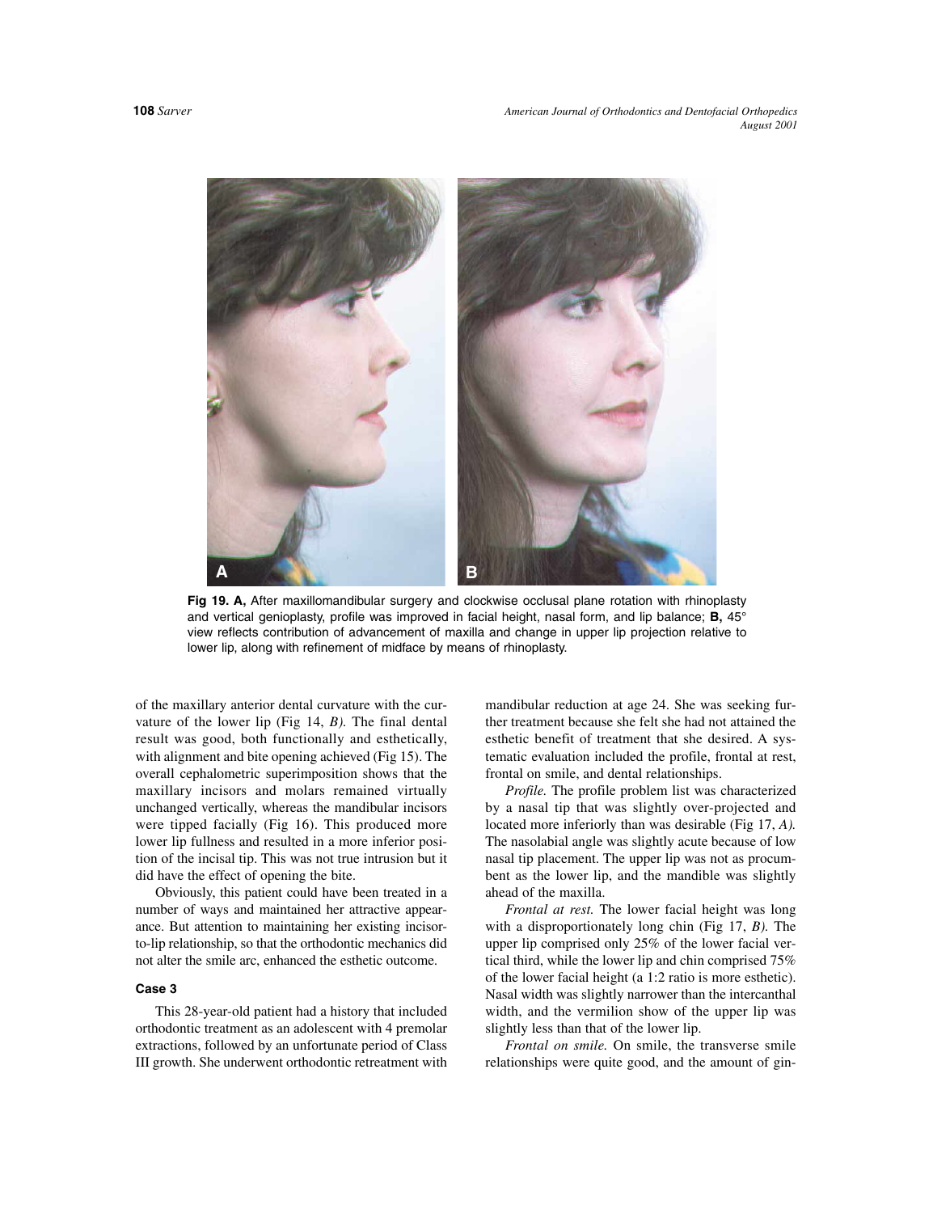Fig 19. A, After maxillomandibular surgery and clockwise occlusal plane rotation with rhinoplasty and vertical genioplasty, profile was improved in facial height, nasal form, and lip balance; **B,** 45° view reflects contribution of advancement of maxilla and change in upper lip projection relative to lower lip, along with refinement of midface by means of rhinoplasty.

of the maxillary anterior dental curvature with the curvature of the lower lip (Fig 14, *B).* The final dental result was good, both functionally and esthetically, with alignment and bite opening achieved (Fig 15). The overall cephalometric superimposition shows that the maxillary incisors and molars remained virtually unchanged vertically, whereas the mandibular incisors were tipped facially (Fig 16). This produced more lower lip fullness and resulted in a more inferior position of the incisal tip. This was not true intrusion but it did have the effect of opening the bite.

Obviously, this patient could have been treated in a number of ways and maintained her attractive appearance. But attention to maintaining her existing incisor-to-lip relationship, so that the orthodontic mechanics did not alter the smile arc, enhanced the esthetic outcome.

### Case 3

This 28-year-old patient had a history that included orthodontic treatment as an adolescent with 4 premolar extractions, followed by an unfortunate period of Class III growth. She underwent orthodontic retreatment with mandibular reduction at age 24. She was seeking further treatment because she felt she had not attained the esthetic benefit of treatment that she desired. A systematic evaluation included the profile, frontal at rest, frontal on smile, and dental relationships.

*Profile.* The profile problem list was characterized by a nasal tip that was slightly over-projected and located more inferiorly than was desirable (Fig 17, *A).* The nasolabial angle was slightly acute because of low nasal tip placement. The upper lip was not as procumbent as the lower lip, and the mandible was slightly ahead of the maxilla.

*Frontal at rest.* The lower facial height was long with a disproportionately long chin (Fig 17, *B).* The upper lip comprised only 25% of the lower facial vertical third, while the lower lip and chin comprised 75% of the lower facial height (a 1:2 ratio is more esthetic). Nasal width was slightly narrower than the intercanthal width, and the vermilion show of the upper lip was slightly less than that of the lower lip.

*Frontal on smile.* On smile, the transverse smile relationships were quite good, and the amount of gin-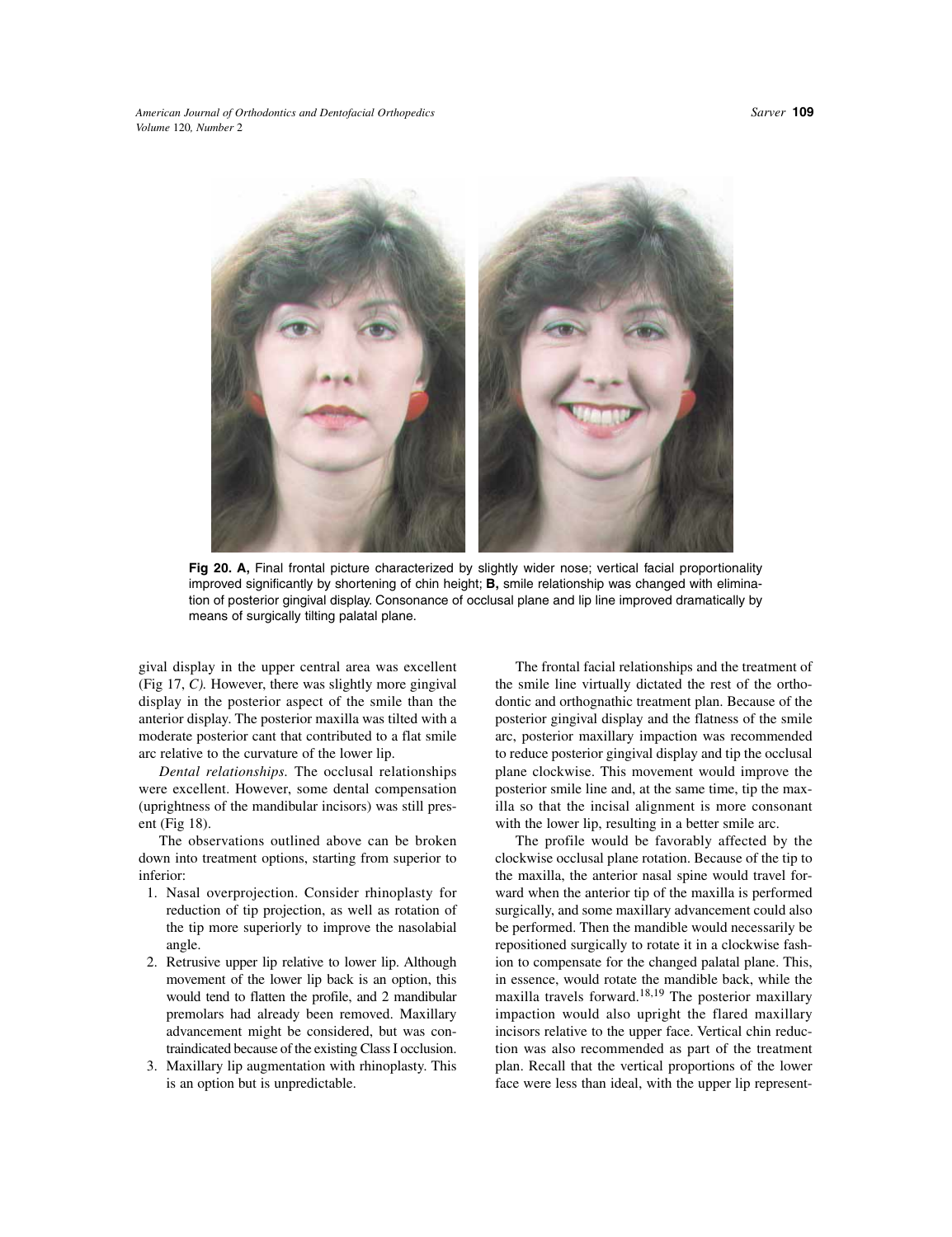**Fig 20. A,** Final frontal picture characterized by slightly wider nose; vertical facial proportionality improved significantly by shortening of chin height; **B,** smile relationship was changed with elimination of posterior gingival display. Consonance of occlusal plane and lip line improved dramatically by means of surgically tilting palatal plane.

gival display in the upper central area was excellent (Fig 17, *C*). However, there was slightly more gingival display in the posterior aspect of the smile than the anterior display. The posterior maxilla was tilted with a moderate posterior cant that contributed to a flat smile arc relative to the curvature of the lower lip.

*Dental relationships.* The occlusal relationships were excellent. However, some dental compensation (uprightness of the mandibular incisors) was still present (Fig 18).

The observations outlined above can be broken down into treatment options, starting from superior to inferior:

1. Nasal overprojection. Consider rhinoplasty for reduction of tip projection, as well as rotation of the tip more superiorly to improve the nasolabial angle.
2. Retrusive upper lip relative to lower lip. Although movement of the lower lip back is an option, this would tend to flatten the profile, and 2 mandibular premolars had already been removed. Maxillary advancement might be considered, but was contraindicated because of the existing Class I occlusion.
3. Maxillary lip augmentation with rhinoplasty. This is an option but is unpredictable.

The frontal facial relationships and the treatment of the smile line virtually dictated the rest of the orthodontic and orthognathic treatment plan. Because of the posterior gingival display and the flatness of the smile arc, posterior maxillary impaction was recommended to reduce posterior gingival display and tip the occlusal plane clockwise. This movement would improve the posterior smile line and, at the same time, tip the maxilla so that the incisal alignment is more consonant with the lower lip, resulting in a better smile arc.

The profile would be favorably affected by the clockwise occlusal plane rotation. Because of the tip to the maxilla, the anterior nasal spine would travel forward when the anterior tip of the maxilla is performed surgically, and some maxillary advancement could also be performed. Then the mandible would necessarily be repositioned surgically to rotate it in a clockwise fashion to compensate for the changed palatal plane. This, in essence, would rotate the mandible back, while the maxilla travels forward.[18,19] The posterior maxillary impaction would also upright the flared maxillary incisors relative to the upper face. Vertical chin reduction was also recommended as part of the treatment plan. Recall that the vertical proportions of the lower face were less than ideal, with the upper lip represent-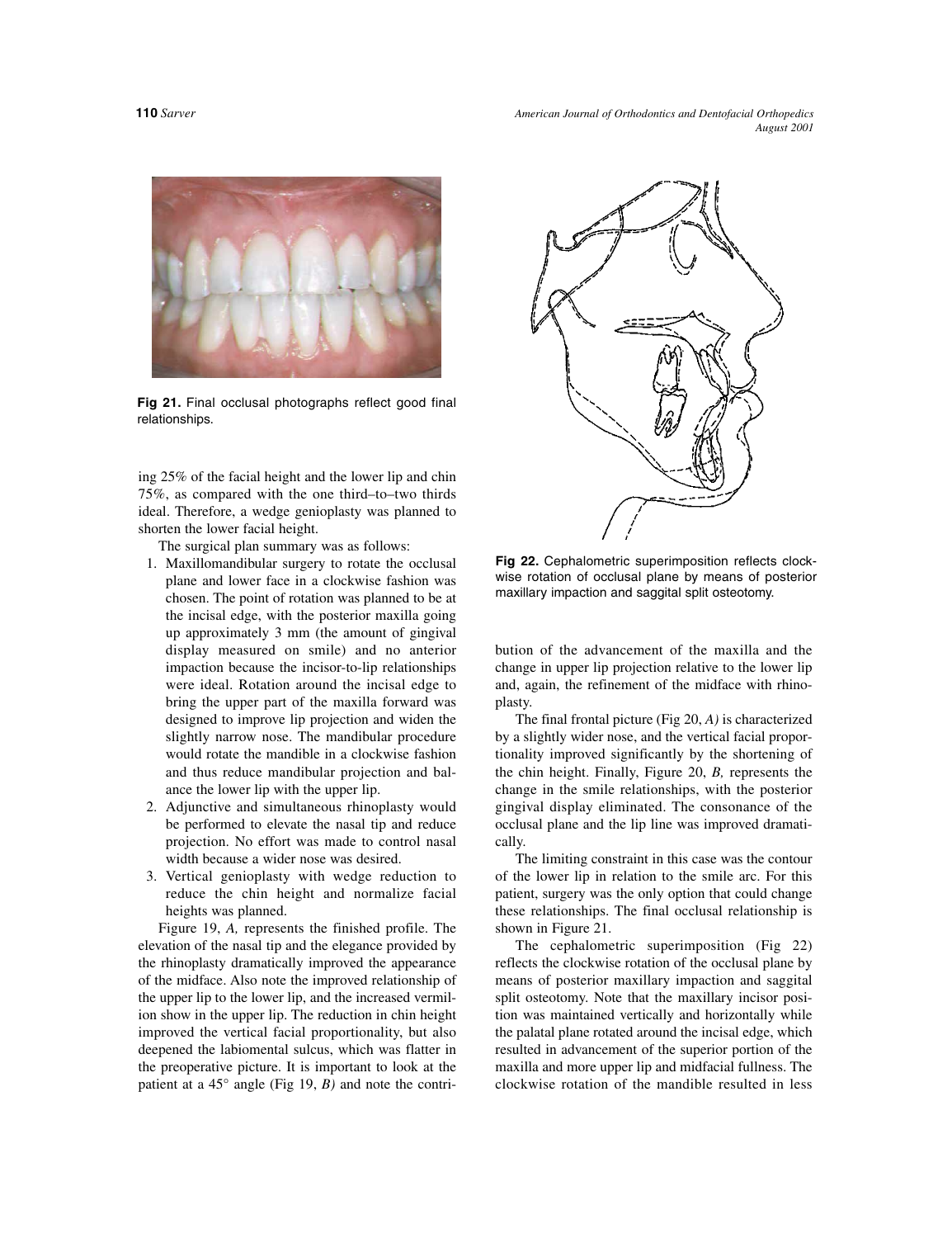**Fig 21.** Final occlusal photographs reflect good final relationships.

ing 25% of the facial height and the lower lip and chin 75%, as compared with the one third–to–two thirds ideal. Therefore, a wedge genioplasty was planned to shorten the lower facial height.

The surgical plan summary was as follows:

1. Maxillomandibular surgery to rotate the occlusal plane and lower face in a clockwise fashion was chosen. The point of rotation was planned to be at the incisal edge, with the posterior maxilla going up approximately 3 mm (the amount of gingival display measured on smile) and no anterior impaction because the incisor-to-lip relationships were ideal. Rotation around the incisal edge to bring the upper part of the maxilla forward was designed to improve lip projection and widen the slightly narrow nose. The mandibular procedure would rotate the mandible in a clockwise fashion and thus reduce mandibular projection and balance the lower lip with the upper lip.
2. Adjunctive and simultaneous rhinoplasty would be performed to elevate the nasal tip and reduce projection. No effort was made to control nasal width because a wider nose was desired.
3. Vertical genioplasty with wedge reduction to reduce the chin height and normalize facial heights was planned.

Figure 19, *A,* represents the finished profile. The elevation of the nasal tip and the elegance provided by the rhinoplasty dramatically improved the appearance of the midface. Also note the improved relationship of the upper lip to the lower lip, and the increased vermilion show in the upper lip. The reduction in chin height improved the vertical facial proportionality, but also deepened the labiomental sulcus, which was flatter in the preoperative picture. It is important to look at the patient at a 45° angle (Fig 19, *B)* and note the contribution of the advancement of the maxilla and the change in upper lip projection relative to the lower lip and, again, the refinement of the midface with rhinoplasty.

**Fig 22.** Cephalometric superimposition reflects clockwise rotation of occlusal plane by means of posterior maxillary impaction and saggital split osteotomy.

The final frontal picture (Fig 20, *A)* is characterized by a slightly wider nose, and the vertical facial proportionality improved significantly by the shortening of the chin height. Finally, Figure 20, *B,* represents the change in the smile relationships, with the posterior gingival display eliminated. The consonance of the occlusal plane and the lip line was improved dramatically.

The limiting constraint in this case was the contour of the lower lip in relation to the smile arc. For this patient, surgery was the only option that could change these relationships. The final occlusal relationship is shown in Figure 21.

The cephalometric superimposition (Fig 22) reflects the clockwise rotation of the occlusal plane by means of posterior maxillary impaction and saggital split osteotomy. Note that the maxillary incisor position was maintained vertically and horizontally while the palatal plane rotated around the incisal edge, which resulted in advancement of the superior portion of the maxilla and more upper lip and midfacial fullness. The clockwise rotation of the mandible resulted in less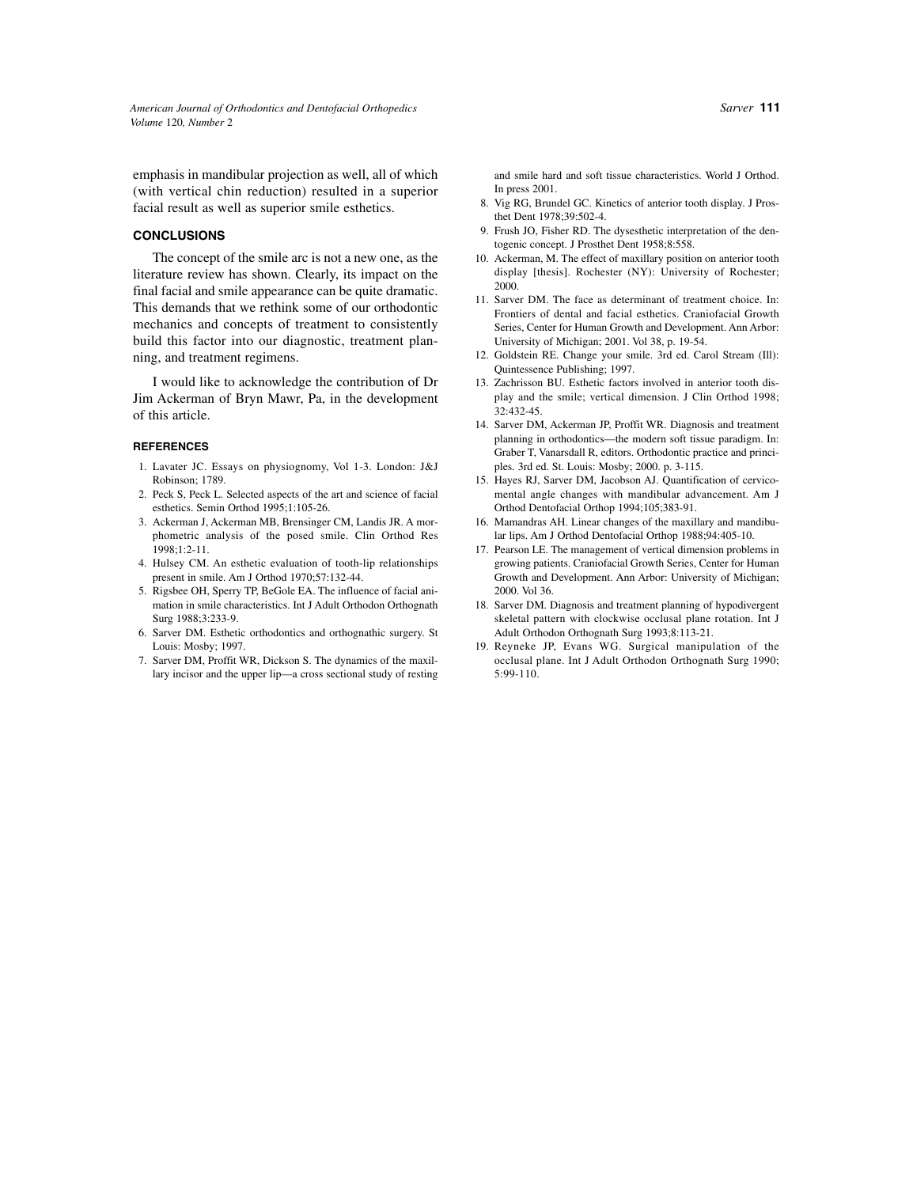emphasis in mandibular projection as well, all of which (with vertical chin reduction) resulted in a superior facial result as well as superior smile esthetics.

## CONCLUSIONS

The concept of the smile arc is not a new one, as the literature review has shown. Clearly, its impact on the final facial and smile appearance can be quite dramatic. This demands that we rethink some of our orthodontic mechanics and concepts of treatment to consistently build this factor into our diagnostic, treatment planning, and treatment regimens.

I would like to acknowledge the contribution of Dr Jim Ackerman of Bryn Mawr, Pa, in the development of this article.

## REFERENCES

1. Lavater JC. Essays on physiognomy, Vol 1-3. London: J&J Robinson; 1789.
2. Peck S, Peck L. Selected aspects of the art and science of facial esthetics. Semin Orthod 1995;1:105-26.
3. Ackerman J, Ackerman MB, Brensinger CM, Landis JR. A morphometric analysis of the posed smile. Clin Orthod Res 1998;1:2-11.
4. Hulsey CM. An esthetic evaluation of tooth-lip relationships present in smile. Am J Orthod 1970;57:132-44.
5. Rigsbee OH, Sperry TP, BeGole EA. The influence of facial animation in smile characteristics. Int J Adult Orthodon Orthognath Surg 1988;3:233-9.
6. Sarver DM. Esthetic orthodontics and orthognathic surgery. St Louis: Mosby; 1997.
7. Sarver DM, Proffit WR, Dickson S. The dynamics of the maxillary incisor and the upper lip—a cross sectional study of resting and smile hard and soft tissue characteristics. World J Orthod. In press 2001.
8. Vig RG, Brundel GC. Kinetics of anterior tooth display. J Prosthet Dent 1978;39:502-4.
9. Frush JO, Fisher RD. The dysesthetic interpretation of the dentogenic concept. J Prosthet Dent 1958;8:558.
10. Ackerman, M. The effect of maxillary position on anterior tooth display [thesis]. Rochester (NY): University of Rochester; 2000.
11. Sarver DM. The face as determinant of treatment choice. In: Frontiers of dental and facial esthetics. Craniofacial Growth Series, Center for Human Growth and Development. Ann Arbor: University of Michigan; 2001. Vol 38, p. 19-54.
12. Goldstein RE. Change your smile. 3rd ed. Carol Stream (Ill): Quintessence Publishing; 1997.
13. Zachrisson BU. Esthetic factors involved in anterior tooth display and the smile; vertical dimension. J Clin Orthod 1998; 32:432-45.
14. Sarver DM, Ackerman JP, Proffit WR. Diagnosis and treatment planning in orthodontics—the modern soft tissue paradigm. In: Graber T, Vanarsdall R, editors. Orthodontic practice and principles. 3rd ed. St. Louis: Mosby; 2000. p. 3-115.
15. Hayes RJ, Sarver DM, Jacobson AJ. Quantification of cervicomental angle changes with mandibular advancement. Am J Orthod Dentofacial Orthop 1994;105;383-91.
16. Mamandras AH. Linear changes of the maxillary and mandibular lips. Am J Orthod Dentofacial Orthop 1988;94:405-10.
17. Pearson LE. The management of vertical dimension problems in growing patients. Craniofacial Growth Series, Center for Human Growth and Development. Ann Arbor: University of Michigan; 2000. Vol 36.
18. Sarver DM. Diagnosis and treatment planning of hypodivergent skeletal pattern with clockwise occlusal plane rotation. Int J Adult Orthodon Orthognath Surg 1993;8:113-21.
19. Reyneke JP, Evans WG. Surgical manipulation of the occlusal plane. Int J Adult Orthodon Orthognath Surg 1990; 5:99-110.